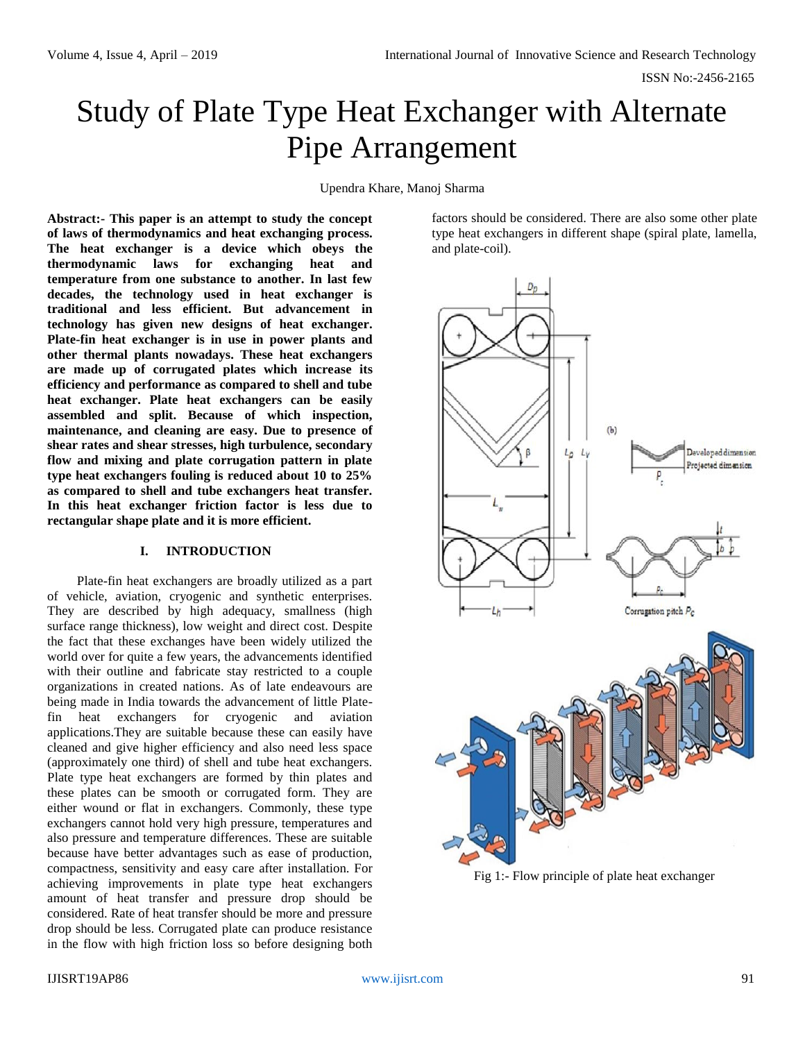# Study of Plate Type Heat Exchanger with Alternate Pipe Arrangement

Upendra Khare, Manoj Sharma

**Abstract:- This paper is an attempt to study the concept of laws of thermodynamics and heat exchanging process. The heat exchanger is a device which obeys the thermodynamic laws for exchanging heat and temperature from one substance to another. In last few decades, the technology used in heat exchanger is traditional and less efficient. But advancement in technology has given new designs of heat exchanger. Plate-fin heat exchanger is in use in power plants and other thermal plants nowadays. These heat exchangers are made up of corrugated plates which increase its efficiency and performance as compared to shell and tube heat exchanger. Plate heat exchangers can be easily assembled and split. Because of which inspection, maintenance, and cleaning are easy. Due to presence of shear rates and shear stresses, high turbulence, secondary flow and mixing and plate corrugation pattern in plate type heat exchangers fouling is reduced about 10 to 25% as compared to shell and tube exchangers heat transfer. In this heat exchanger friction factor is less due to rectangular shape plate and it is more efficient.**

## I. INTRODUCTION

Plate-fin heat exchangers are broadly utilized as a part of vehicle, aviation, cryogenic and synthetic enterprises. They are described by high adequacy, smallness (high surface range thickness), low weight and direct cost. Despite the fact that these exchanges have been widely utilized the world over for quite a few years, the advancements identified with their outline and fabricate stay restricted to a couple organizations in created nations. As of late endeavours are being made in India towards the advancement of little Plate-fin heat exchangers for cryogenic and aviation applications.They are suitable because these can easily have cleaned and give higher efficiency and also need less space (approximately one third) of shell and tube heat exchangers. Plate type heat exchangers are formed by thin plates and these plates can be smooth or corrugated form. They are either wound or flat in exchangers. Commonly, these type exchangers cannot hold very high pressure, temperatures and also pressure and temperature differences. These are suitable because have better advantages such as ease of production, compactness, sensitivity and easy care after installation. For achieving improvements in plate type heat exchangers amount of heat transfer and pressure drop should be considered. Rate of heat transfer should be more and pressure drop should be less. Corrugated plate can produce resistance in the flow with high friction loss so before designing both factors should be considered. There are also some other plate type heat exchangers in different shape (spiral plate, lamella, and plate-coil).

Fig 1:- Flow principle of plate heat exchanger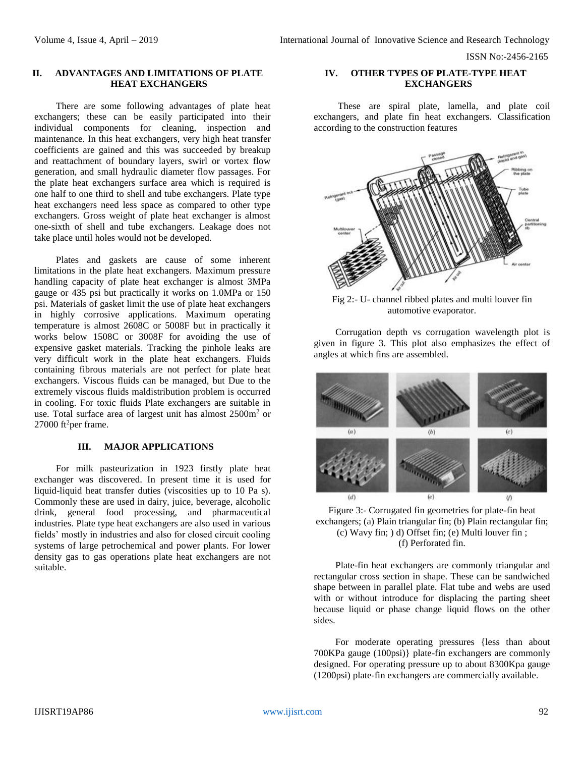## II. ADVANTAGES AND LIMITATIONS OF PLATE HEAT EXCHANGERS

There are some following advantages of plate heat exchangers; these can be easily participated into their individual components for cleaning, inspection and maintenance. In this heat exchangers, very high heat transfer coefficients are gained and this was succeeded by breakup and reattachment of boundary layers, swirl or vortex flow generation, and small hydraulic diameter flow passages. For the plate heat exchangers surface area which is required is one half to one third to shell and tube exchangers. Plate type heat exchangers need less space as compared to other type exchangers. Gross weight of plate heat exchanger is almost one-sixth of shell and tube exchangers. Leakage does not take place until holes would not be developed.

Plates and gaskets are cause of some inherent limitations in the plate heat exchangers. Maximum pressure handling capacity of plate heat exchanger is almost 3MPa gauge or 435 psi but practically it works on 1.0MPa or 150 psi. Materials of gasket limit the use of plate heat exchangers in highly corrosive applications. Maximum operating temperature is almost 2608C or 5008F but in practically it works below 1508C or 3008F for avoiding the use of expensive gasket materials. Tracking the pinhole leaks are very difficult work in the plate heat exchangers. Fluids containing fibrous materials are not perfect for plate heat exchangers. Viscous fluids can be managed, but Due to the extremely viscous fluids maldistribution problem is occurred in cooling. For toxic fluids Plate exchangers are suitable in use. Total surface area of largest unit has almost 2500m$^2$ or 27000 ft$^2$per frame.

## III. MAJOR APPLICATIONS

For milk pasteurization in 1923 firstly plate heat exchanger was discovered. In present time it is used for liquid-liquid heat transfer duties (viscosities up to 10 Pa s). Commonly these are used in dairy, juice, beverage, alcoholic drink, general food processing, and pharmaceutical industries. Plate type heat exchangers are also used in various fields' mostly in industries and also for closed circuit cooling systems of large petrochemical and power plants. For lower density gas to gas operations plate heat exchangers are not suitable.

## IV. OTHER TYPES OF PLATE-TYPE HEAT EXCHANGERS

These are spiral plate, lamella, and plate coil exchangers, and plate fin heat exchangers. Classification according to the construction features

Fig 2:- U- channel ribbed plates and multi louver fin automotive evaporator.

Corrugation depth vs corrugation wavelength plot is given in figure 3. This plot also emphasizes the effect of angles at which fins are assembled.

Figure 3:- Corrugated fin geometries for plate-fin heat exchangers; (a) Plain triangular fin; (b) Plain rectangular fin; (c) Wavy fin; ) d) Offset fin; (e) Multi louver fin ; (f) Perforated fin.

Plate-fin heat exchangers are commonly triangular and rectangular cross section in shape. These can be sandwiched shape between in parallel plate. Flat tube and webs are used with or without introduce for displacing the parting sheet because liquid or phase change liquid flows on the other sides.

For moderate operating pressures {less than about 700KPa gauge (100psi)} plate-fin exchangers are commonly designed. For operating pressure up to about 8300Kpa gauge (1200psi) plate-fin exchangers are commercially available.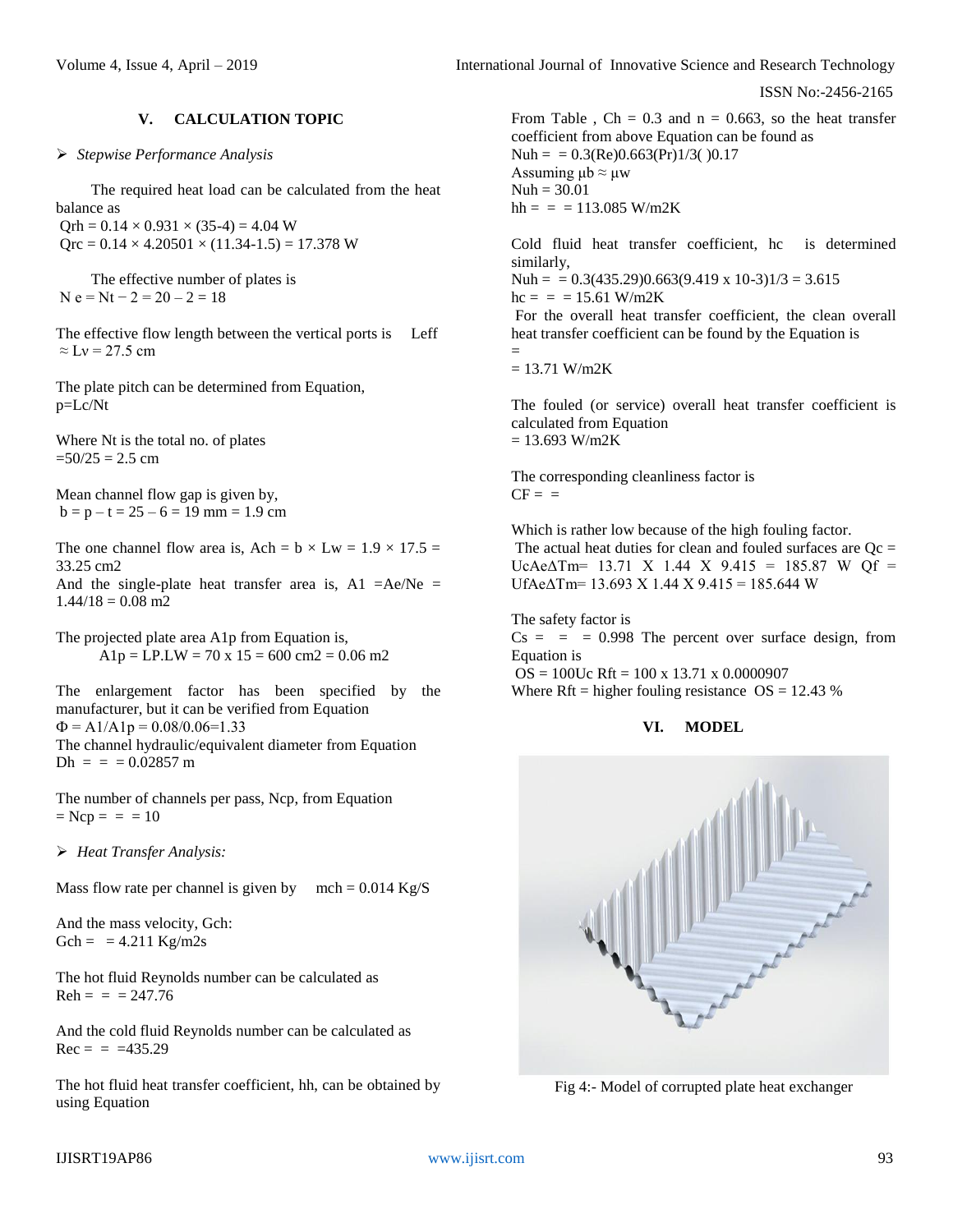## V. CALCULATION TOPIC

➢ *Stepwise Performance Analysis*

The required heat load can be calculated from the heat balance as

$Q_{rh} = 0.14 \times 0.931 \times (35\text{-}4) = 4.04$ W

$Q_{rc} = 0.14 \times 4.20501 \times (11.34\text{-}1.5) = 17.378$ W

The effective number of plates is

$N_e = N_t - 2 = 20 - 2 = 18$

The effective flow length between the vertical ports is $L_{eff} \approx L_v = 27.5$ cm

The plate pitch can be determined from Equation,
$p = L_c/N_t$

Where $N_t$ is the total no. of plates
$= 50/25 = 2.5$ cm

Mean channel flow gap is given by,
$b = p - t = 25 - 6 = 19$ mm $= 1.9$ cm

The one channel flow area is, $A_{ch} = b \times L_w = 1.9 \times 17.5 = 33.25$ cm2
And the single-plate heat transfer area is, $A_1 = A_e/N_e = 1.44/18 = 0.08$ m2

The projected plate area $A_{1p}$ from Equation is,
$A_{1p} = L_P.L_W = 70 \times 15 = 600$ cm2 $= 0.06$ m2

The enlargement factor has been specified by the manufacturer, but it can be verified from Equation
$\Phi = A_1/A_{1p} = 0.08/0.06 = 1.33$
The channel hydraulic/equivalent diameter from Equation
$D_h = = = 0.02857$ m

The number of channels per pass, $N_{cp}$, from Equation
$= N_{cp} = = = 10$

➢ *Heat Transfer Analysis:*

Mass flow rate per channel is given by $m_{ch} = 0.014$ Kg/S

And the mass velocity, $G_{ch}$:
$G_{ch} = = 4.211$ Kg/m2s

The hot fluid Reynolds number can be calculated as
$Re_h = = = 247.76$

And the cold fluid Reynolds number can be calculated as
$Re_c = = = 435.29$

The hot fluid heat transfer coefficient, $h_h$, can be obtained by using Equation

From Table , $C_h = 0.3$ and $n = 0.663$, so the heat transfer coefficient from above Equation can be found as
$Nu_h = = 0.3(Re)^{0.663}(Pr)^{1/3}(\ )^{0.17}$
Assuming $\mu_b \approx \mu_w$
$Nu_h = 30.01$
$h_h = = = 113.085$ W/m2K

Cold fluid heat transfer coefficient, $h_c$ is determined similarly,
$Nu_h = = 0.3(435.29)^{0.663}(9.419 \times 10^{-3})^{1/3} = 3.615$
$h_c = = = 15.61$ W/m2K
For the overall heat transfer coefficient, the clean overall heat transfer coefficient can be found by the Equation is
=
$= 13.71$ W/m2K

The fouled (or service) overall heat transfer coefficient is calculated from Equation
$= 13.693$ W/m2K

The corresponding cleanliness factor is
CF = =

Which is rather low because of the high fouling factor.
The actual heat duties for clean and fouled surfaces are $Q_c = U_cA_e\Delta T_m = 13.71 \times 1.44 \times 9.415 = 185.87$ W $Q_f = U_fA_e\Delta T_m = 13.693 \times 1.44 \times 9.415 = 185.644$ W

The safety factor is
$C_s = = = 0.998$ The percent over surface design, from Equation is
$OS = 100U_c R_{ft} = 100 \times 13.71 \times 0.0000907$
Where $R_{ft}$ = higher fouling resistance $OS = 12.43$ %

## VI. MODEL

Fig 4:- Model of corrupted plate heat exchanger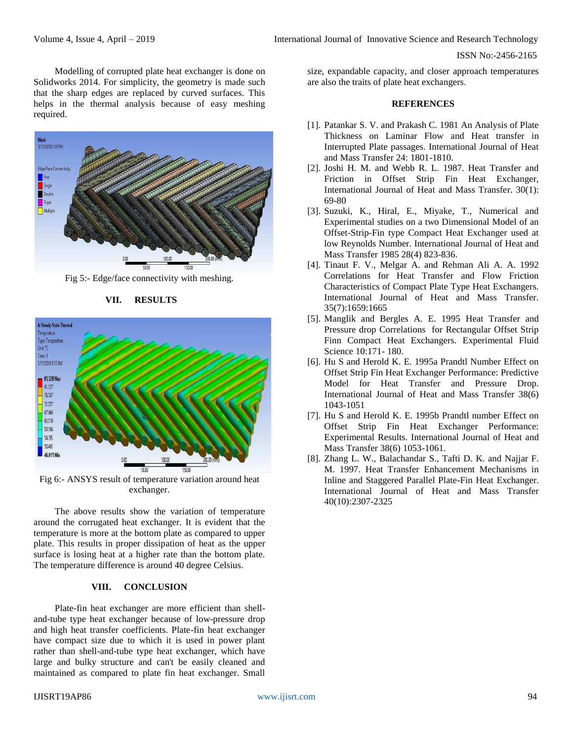Modelling of corrupted plate heat exchanger is done on Solidworks 2014. For simplicity, the geometry is made such that the sharp edges are replaced by curved surfaces. This helps in the thermal analysis because of easy meshing required.

Mesh
3/17/2018 1:38 PM
Edge/Face Connectivity
Free
Single
Double
Triple
Multiple
0.00
100.00
200.00 (mm)
50.00
150.00

Fig 5:- Edge/face connectivity with meshing.

## VII. RESULTS

A: Steady-State Thermal
Temperature
Type: Temperature
Unit: °C
Time: 1
3/17/2018 1:35 PM
85.528 Max
81.137
76.747
72.357
67.966
63.576
59.186
54.795
50.405
46.015 Min
0.00
100.00
200.00 (mm)
50.00
150.00

Fig 6:- ANSYS result of temperature variation around heat exchanger.

The above results show the variation of temperature around the corrugated heat exchanger. It is evident that the temperature is more at the bottom plate as compared to upper plate. This results in proper dissipation of heat as the upper surface is losing heat at a higher rate than the bottom plate. The temperature difference is around 40 degree Celsius.

## VIII. CONCLUSION

Plate-fin heat exchanger are more efficient than shell-and-tube type heat exchanger because of low-pressure drop and high heat transfer coefficients. Plate-fin heat exchanger have compact size due to which it is used in power plant rather than shell-and-tube type heat exchanger, which have large and bulky structure and can't be easily cleaned and maintained as compared to plate fin heat exchanger. Small size, expandable capacity, and closer approach temperatures are also the traits of plate heat exchangers.

## REFERENCES

[1]. Patankar S. V. and Prakash C. 1981 An Analysis of Plate Thickness on Laminar Flow and Heat transfer in Interrupted Plate passages. International Journal of Heat and Mass Transfer 24: 1801-1810.

[2]. Joshi H. M. and Webb R. L. 1987. Heat Transfer and Friction in Offset Strip Fin Heat Exchanger, International Journal of Heat and Mass Transfer. 30(1): 69-80

[3]. Suzuki, K., Hiral, E., Miyake, T., Numerical and Experimental studies on a two Dimensional Model of an Offset-Strip-Fin type Compact Heat Exchanger used at low Reynolds Number. International Journal of Heat and Mass Transfer 1985 28(4) 823-836.

[4]. Tinaut F. V., Melgar A. and Rehman Ali A. A. 1992 Correlations for Heat Transfer and Flow Friction Characteristics of Compact Plate Type Heat Exchangers. International Journal of Heat and Mass Transfer. 35(7):1659:1665

[5]. Manglik and Bergles A. E. 1995 Heat Transfer and Pressure drop Correlations for Rectangular Offset Strip Finn Compact Heat Exchangers. Experimental Fluid Science 10:171- 180.

[6]. Hu S and Herold K. E. 1995a Prandtl Number Effect on Offset Strip Fin Heat Exchanger Performance: Predictive Model for Heat Transfer and Pressure Drop. International Journal of Heat and Mass Transfer 38(6) 1043-1051

[7]. Hu S and Herold K. E. 1995b Prandtl number Effect on Offset Strip Fin Heat Exchanger Performance: Experimental Results. International Journal of Heat and Mass Transfer 38(6) 1053-1061.

[8]. Zhang L. W., Balachandar S., Tafti D. K. and Najjar F. M. 1997. Heat Transfer Enhancement Mechanisms in Inline and Staggered Parallel Plate-Fin Heat Exchanger. International Journal of Heat and Mass Transfer 40(10):2307-2325